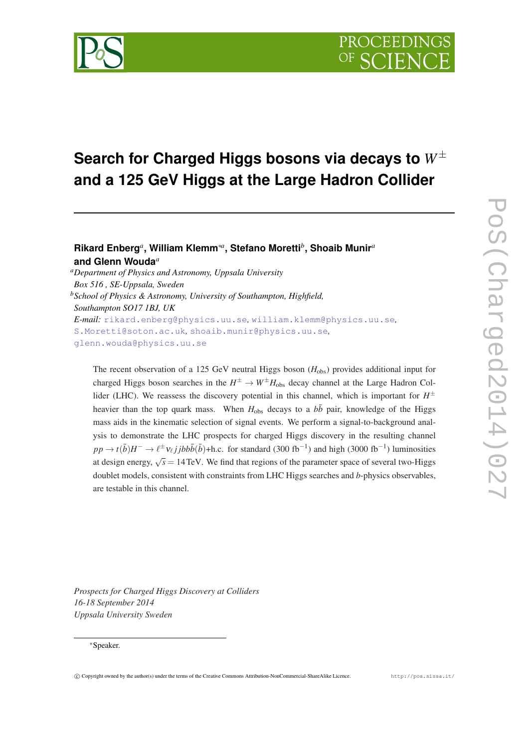# Search for Charged Higgs bosons via decays to $W^{\pm}$ and a 125 GeV Higgs at the Large Hadron Collider

**Rikard Enberg**[a], **William Klemm**[*a], **Stefano Moretti**[b], **Shoaib Munir**[a] **and Glenn Wouda**[a]

[a]*Department of Physics and Astronomy, Uppsala University Box 516 , SE-Uppsala, Sweden*

[b]*School of Physics & Astronomy, University of Southampton, Highfield, Southampton SO17 1BJ, UK*

*E-mail:* rikard.enberg@physics.uu.se, william.klemm@physics.uu.se, S.Moretti@soton.ac.uk, shoaib.munir@physics.uu.se, glenn.wouda@physics.uu.se

The recent observation of a 125 GeV neutral Higgs boson ($H_{\rm obs}$) provides additional input for charged Higgs boson searches in the $H^{\pm} \to W^{\pm} H_{\rm obs}$ decay channel at the Large Hadron Collider (LHC). We reassess the discovery potential in this channel, which is important for $H^{\pm}$ heavier than the top quark mass. When $H_{\rm obs}$ decays to a $b\bar{b}$ pair, knowledge of the Higgs mass aids in the kinematic selection of signal events. We perform a signal-to-background analysis to demonstrate the LHC prospects for charged Higgs discovery in the resulting channel $pp \to t(\bar{b})H^{-} \to \ell^{\pm}\nu_{\ell} jjbb\bar{b}(\bar{b})$+h.c. for standard (300 fb$^{-1}$) and high (3000 fb$^{-1}$) luminosities at design energy, $\sqrt{s} = 14$ TeV. We find that regions of the parameter space of several two-Higgs doublet models, consistent with constraints from LHC Higgs searches and $b$-physics observables, are testable in this channel.

*Prospects for Charged Higgs Discovery at Colliders*
*16-18 September 2014*
*Uppsala University Sweden*

*Speaker.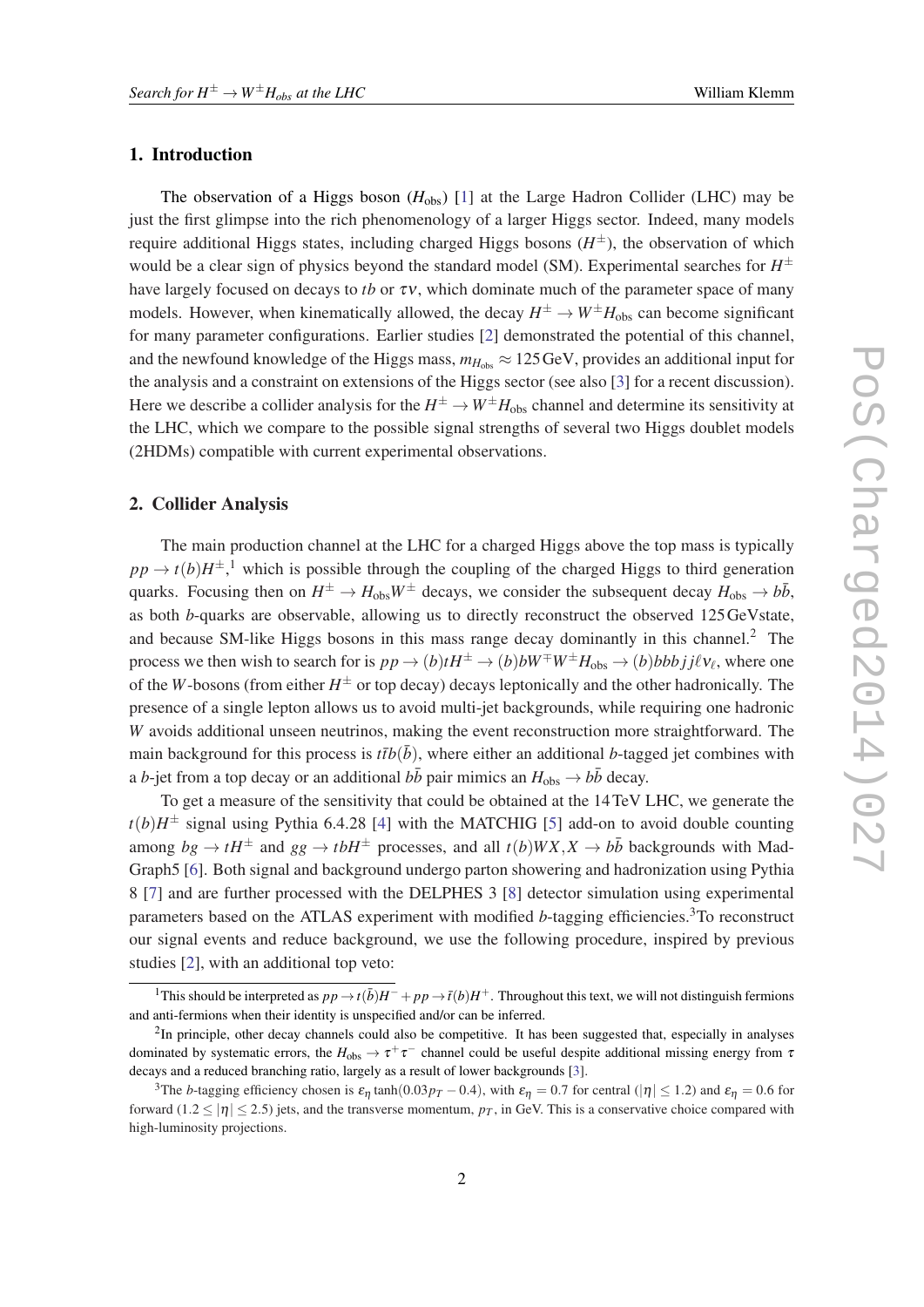## 1. Introduction

The observation of a Higgs boson ($H_{\rm obs}$) [1] at the Large Hadron Collider (LHC) may be just the first glimpse into the rich phenomenology of a larger Higgs sector. Indeed, many models require additional Higgs states, including charged Higgs bosons ($H^{\pm}$), the observation of which would be a clear sign of physics beyond the standard model (SM). Experimental searches for $H^{\pm}$ have largely focused on decays to $tb$ or $\tau\nu$, which dominate much of the parameter space of many models. However, when kinematically allowed, the decay $H^{\pm} \to W^{\pm}H_{\rm obs}$ can become significant for many parameter configurations. Earlier studies [2] demonstrated the potential of this channel, and the newfound knowledge of the Higgs mass, $m_{H_{\rm obs}} \approx 125\,\mathrm{GeV}$, provides an additional input for the analysis and a constraint on extensions of the Higgs sector (see also [3] for a recent discussion). Here we describe a collider analysis for the $H^{\pm} \to W^{\pm}H_{\rm obs}$ channel and determine its sensitivity at the LHC, which we compare to the possible signal strengths of several two Higgs doublet models (2HDMs) compatible with current experimental observations.

## 2. Collider Analysis

The main production channel at the LHC for a charged Higgs above the top mass is typically $pp \to t(b)H^{\pm}$,[1] which is possible through the coupling of the charged Higgs to third generation quarks. Focusing then on $H^{\pm} \to H_{\rm obs}W^{\pm}$ decays, we consider the subsequent decay $H_{\rm obs} \to b\bar{b}$, as both $b$-quarks are observable, allowing us to directly reconstruct the observed 125 GeVstate, and because SM-like Higgs bosons in this mass range decay dominantly in this channel.[2] The process we then wish to search for is $pp \to (b)tH^{\pm} \to (b)bW^{\mp}W^{\pm}H_{\rm obs} \to (b)bbbjj\ell\nu_{\ell}$, where one of the $W$-bosons (from either $H^{\pm}$ or top decay) decays leptonically and the other hadronically. The presence of a single lepton allows us to avoid multi-jet backgrounds, while requiring one hadronic $W$ avoids additional unseen neutrinos, making the event reconstruction more straightforward. The main background for this process is $t\bar{t}b(\bar{b})$, where either an additional $b$-tagged jet combines with a $b$-jet from a top decay or an additional $b\bar{b}$ pair mimics an $H_{\rm obs} \to b\bar{b}$ decay.

To get a measure of the sensitivity that could be obtained at the 14 TeV LHC, we generate the $t(b)H^{\pm}$ signal using Pythia 6.4.28 [4] with the MATCHIG [5] add-on to avoid double counting among $bg \to tH^{\pm}$ and $gg \to tbH^{\pm}$ processes, and all $t(b)WX, X \to b\bar{b}$ backgrounds with MadGraph5 [6]. Both signal and background undergo parton showering and hadronization using Pythia 8 [7] and are further processed with the DELPHES 3 [8] detector simulation using experimental parameters based on the ATLAS experiment with modified $b$-tagging efficiencies.[3]To reconstruct our signal events and reduce background, we use the following procedure, inspired by previous studies [2], with an additional top veto:

[1] This should be interpreted as $pp \to t(\bar{b})H^{-} + pp \to \bar{t}(b)H^{+}$. Throughout this text, we will not distinguish fermions and anti-fermions when their identity is unspecified and/or can be inferred.

[2] In principle, other decay channels could also be competitive. It has been suggested that, especially in analyses dominated by systematic errors, the $H_{\rm obs} \to \tau^{+}\tau^{-}$ channel could be useful despite additional missing energy from $\tau$ decays and a reduced branching ratio, largely as a result of lower backgrounds [3].

[3] The $b$-tagging efficiency chosen is $\varepsilon_{\eta}\tanh(0.03p_{T} - 0.4)$, with $\varepsilon_{\eta} = 0.7$ for central ($|\eta| \leq 1.2$) and $\varepsilon_{\eta} = 0.6$ for forward ($1.2 \leq |\eta| \leq 2.5$) jets, and the transverse momentum, $p_{T}$, in GeV. This is a conservative choice compared with high-luminosity projections.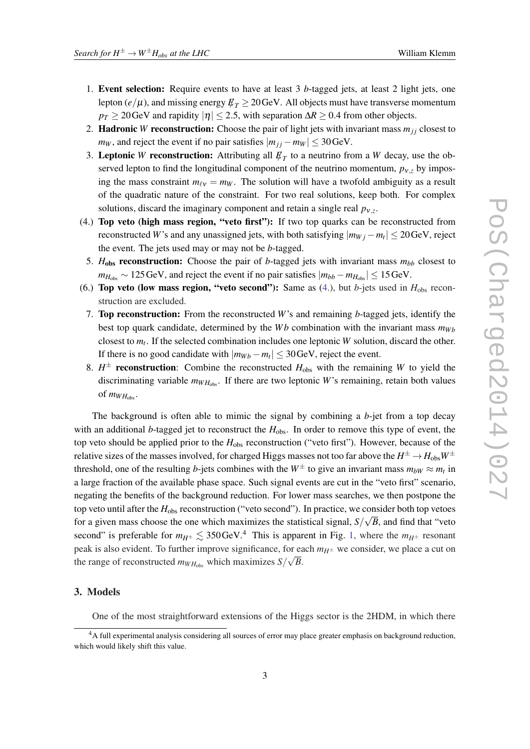1. **Event selection:** Require events to have at least 3 $b$-tagged jets, at least 2 light jets, one lepton ($e/\mu$), and missing energy $\not{E}_T \geq 20\,\text{GeV}$. All objects must have transverse momentum $p_T \geq 20\,\text{GeV}$ and rapidity $|\eta| \leq 2.5$, with separation $\Delta R \geq 0.4$ from other objects.
2. **Hadronic $W$ reconstruction:** Choose the pair of light jets with invariant mass $m_{jj}$ closest to $m_W$, and reject the event if no pair satisfies $|m_{jj} - m_W| \leq 30\,\text{GeV}$.
3. **Leptonic $W$ reconstruction:** Attributing all $\not{E}_T$ to a neutrino from a $W$ decay, use the observed lepton to find the longitudinal component of the neutrino momentum, $p_{\nu,z}$ by imposing the mass constraint $m_{\ell\nu} = m_W$. The solution will have a twofold ambiguity as a result of the quadratic nature of the constraint. For two real solutions, keep both. For complex solutions, discard the imaginary component and retain a single real $p_{\nu,z}$.

(4.) **Top veto (high mass region, "veto first"):** If two top quarks can be reconstructed from reconstructed $W$'s and any unassigned jets, with both satisfying $|m_{Wj} - m_t| \leq 20\,\text{GeV}$, reject the event. The jets used may or may not be $b$-tagged.

5. **$H_{\text{obs}}$ reconstruction:** Choose the pair of $b$-tagged jets with invariant mass $m_{bb}$ closest to $m_{H_{\text{obs}}} \sim 125\,\text{GeV}$, and reject the event if no pair satisfies $|m_{bb} - m_{H_{\text{obs}}}| \leq 15\,\text{GeV}$.

(6.) **Top veto (low mass region, "veto second"):** Same as (4.), but $b$-jets used in $H_{\text{obs}}$ reconstruction are excluded.

7. **Top reconstruction:** From the reconstructed $W$'s and remaining $b$-tagged jets, identify the best top quark candidate, determined by the $Wb$ combination with the invariant mass $m_{Wb}$ closest to $m_t$. If the selected combination includes one leptonic $W$ solution, discard the other. If there is no good candidate with $|m_{Wb} - m_t| \leq 30\,\text{GeV}$, reject the event.
8. **$H^{\pm}$ reconstruction**: Combine the reconstructed $H_{\text{obs}}$ with the remaining $W$ to yield the discriminating variable $m_{WH_{\text{obs}}}$. If there are two leptonic $W$'s remaining, retain both values of $m_{WH_{\text{obs}}}$.

The background is often able to mimic the signal by combining a $b$-jet from a top decay with an additional $b$-tagged jet to reconstruct the $H_{\text{obs}}$. In order to remove this type of event, the top veto should be applied prior to the $H_{\text{obs}}$ reconstruction ("veto first"). However, because of the relative sizes of the masses involved, for charged Higgs masses not too far above the $H^{\pm} \to H_{\text{obs}} W^{\pm}$ threshold, one of the resulting $b$-jets combines with the $W^{\pm}$ to give an invariant mass $m_{bW} \approx m_t$ in a large fraction of the available phase space. Such signal events are cut in the "veto first" scenario, negating the benefits of the background reduction. For lower mass searches, we then postpone the top veto until after the $H_{\text{obs}}$ reconstruction ("veto second"). In practice, we consider both top vetoes for a given mass choose the one which maximizes the statistical signal, $S/\sqrt{B}$, and find that "veto second" is preferable for $m_{H^{\pm}} \lesssim 350\,\text{GeV}$.[4] This is apparent in Fig. 1, where the $m_{H^{\pm}}$ resonant peak is also evident. To further improve significance, for each $m_{H^{\pm}}$ we consider, we place a cut on the range of reconstructed $m_{WH_{\text{obs}}}$ which maximizes $S/\sqrt{B}$.

## 3. Models

One of the most straightforward extensions of the Higgs sector is the 2HDM, in which there

[4] A full experimental analysis considering all sources of error may place greater emphasis on background reduction, which would likely shift this value.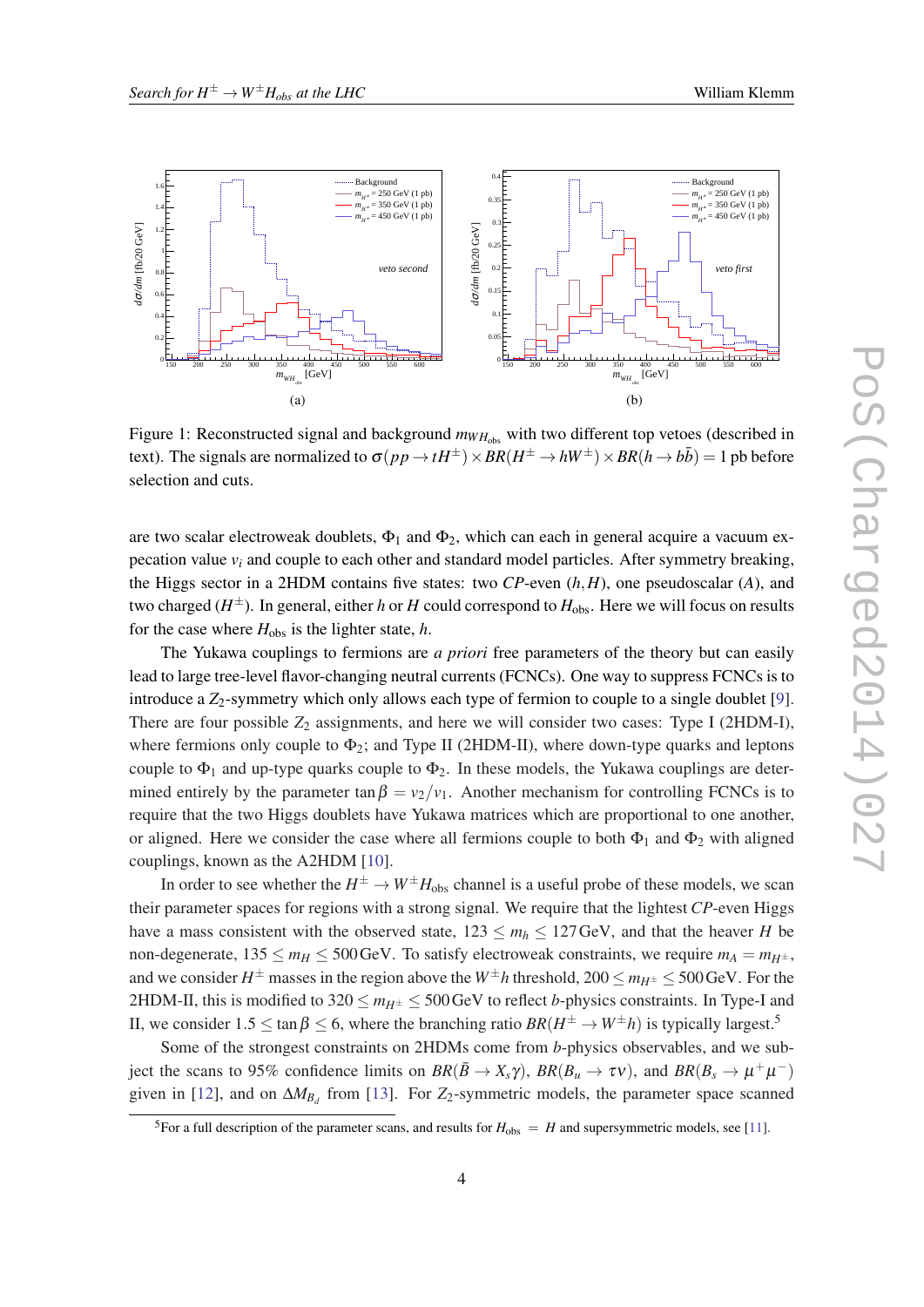Figure 1: Reconstructed signal and background $m_{WH_{\rm obs}}$ with two different top vetoes (described in text). The signals are normalized to $\sigma(pp \to tH^{\pm}) \times BR(H^{\pm} \to hW^{\pm}) \times BR(h \to b\bar{b}) = 1$ pb before selection and cuts.

are two scalar electroweak doublets, $\Phi_1$ and $\Phi_2$, which can each in general acquire a vacuum expecation value $v_i$ and couple to each other and standard model particles. After symmetry breaking, the Higgs sector in a 2HDM contains five states: two *CP*-even $(h,H)$, one pseudoscalar $(A)$, and two charged $(H^{\pm})$. In general, either $h$ or $H$ could correspond to $H_{\rm obs}$. Here we will focus on results for the case where $H_{\rm obs}$ is the lighter state, $h$.

The Yukawa couplings to fermions are *a priori* free parameters of the theory but can easily lead to large tree-level flavor-changing neutral currents (FCNCs). One way to suppress FCNCs is to introduce a $Z_2$-symmetry which only allows each type of fermion to couple to a single doublet [9]. There are four possible $Z_2$ assignments, and here we will consider two cases: Type I (2HDM-I), where fermions only couple to $\Phi_2$; and Type II (2HDM-II), where down-type quarks and leptons couple to $\Phi_1$ and up-type quarks couple to $\Phi_2$. In these models, the Yukawa couplings are determined entirely by the parameter $\tan\beta = v_2/v_1$. Another mechanism for controlling FCNCs is to require that the two Higgs doublets have Yukawa matrices which are proportional to one another, or aligned. Here we consider the case where all fermions couple to both $\Phi_1$ and $\Phi_2$ with aligned couplings, known as the A2HDM [10].

In order to see whether the $H^{\pm} \to W^{\pm}H_{\rm obs}$ channel is a useful probe of these models, we scan their parameter spaces for regions with a strong signal. We require that the lightest *CP*-even Higgs have a mass consistent with the observed state, $123 \leq m_h \leq 127\,$GeV, and that the heaver $H$ be non-degenerate, $135 \leq m_H \leq 500\,$GeV. To satisfy electroweak constraints, we require $m_A = m_{H^{\pm}}$, and we consider $H^{\pm}$ masses in the region above the $W^{\pm}h$ threshold, $200 \leq m_{H^{\pm}} \leq 500\,$GeV. For the 2HDM-II, this is modified to $320 \leq m_{H^{\pm}} \leq 500\,$GeV to reflect $b$-physics constraints. In Type-I and II, we consider $1.5 \leq \tan\beta \leq 6$, where the branching ratio $BR(H^{\pm} \to W^{\pm}h)$ is typically largest.[5]

Some of the strongest constraints on 2HDMs come from $b$-physics observables, and we subject the scans to 95% confidence limits on $BR(\bar{B} \to X_s\gamma)$, $BR(B_u \to \tau\nu)$, and $BR(B_s \to \mu^+\mu^-)$ given in [12], and on $\Delta M_{B_d}$ from [13]. For $Z_2$-symmetric models, the parameter space scanned

[5] For a full description of the parameter scans, and results for $H_{\rm obs} = H$ and supersymmetric models, see [11].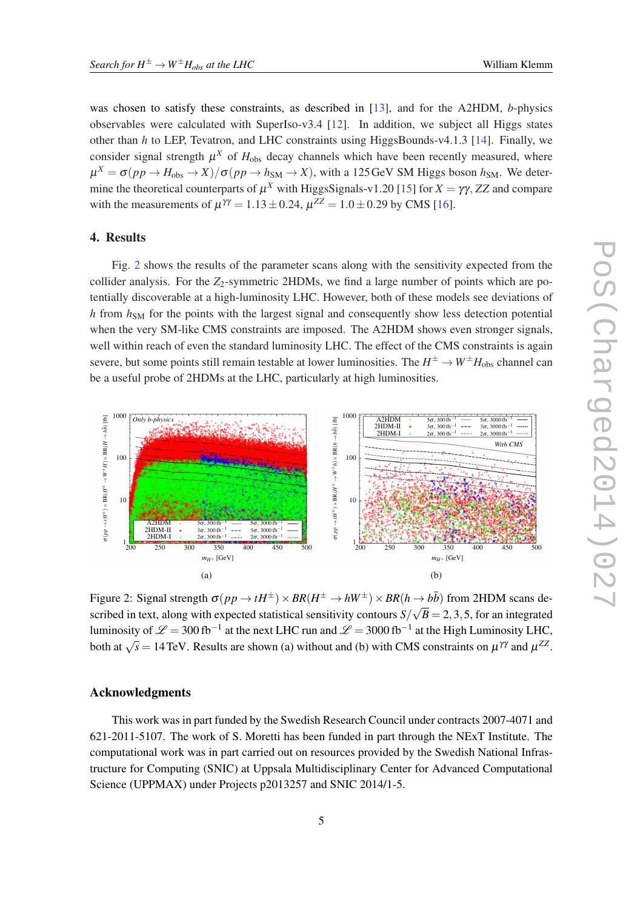was chosen to satisfy these constraints, as described in [13], and for the A2HDM, $b$-physics observables were calculated with SuperIso-v3.4 [12]. In addition, we subject all Higgs states other than $h$ to LEP, Tevatron, and LHC constraints using HiggsBounds-v4.1.3 [14]. Finally, we consider signal strength $\mu^X$ of $H_{\rm obs}$ decay channels which have been recently measured, where $\mu^X = \sigma(pp \to H_{\rm obs} \to X)/\sigma(pp \to h_{\rm SM} \to X)$, with a 125 GeV SM Higgs boson $h_{\rm SM}$. We determine the theoretical counterparts of $\mu^X$ with HiggsSignals-v1.20 [15] for $X = \gamma\gamma, ZZ$ and compare with the measurements of $\mu^{\gamma\gamma} = 1.13 \pm 0.24$, $\mu^{ZZ} = 1.0 \pm 0.29$ by CMS [16].

## 4. Results

Fig. 2 shows the results of the parameter scans along with the sensitivity expected from the collider analysis. For the $Z_2$-symmetric 2HDMs, we find a large number of points which are potentially discoverable at a high-luminosity LHC. However, both of these models see deviations of $h$ from $h_{\rm SM}$ for the points with the largest signal and consequently show less detection potential when the very SM-like CMS constraints are imposed. The A2HDM shows even stronger signals, well within reach of even the standard luminosity LHC. The effect of the CMS constraints is again severe, but some points still remain testable at lower luminosities. The $H^\pm \to W^\pm H_{\rm obs}$ channel can be a useful probe of 2HDMs at the LHC, particularly at high luminosities.

(a)

(b)

Figure 2: Signal strength $\sigma(pp \to tH^\pm) \times BR(H^\pm \to hW^\pm) \times BR(h \to b\bar{b})$ from 2HDM scans described in text, along with expected statistical sensitivity contours $S/\sqrt{B} = 2, 3, 5$, for an integrated luminosity of $\mathscr{L} = 300\,\text{fb}^{-1}$ at the next LHC run and $\mathscr{L} = 3000\,\text{fb}^{-1}$ at the High Luminosity LHC, both at $\sqrt{s} = 14\,\text{TeV}$. Results are shown (a) without and (b) with CMS constraints on $\mu^{\gamma\gamma}$ and $\mu^{ZZ}$.

## Acknowledgments

This work was in part funded by the Swedish Research Council under contracts 2007-4071 and 621-2011-5107. The work of S. Moretti has been funded in part through the NExT Institute. The computational work was in part carried out on resources provided by the Swedish National Infrastructure for Computing (SNIC) at Uppsala Multidisciplinary Center for Advanced Computational Science (UPPMAX) under Projects p2013257 and SNIC 2014/1-5.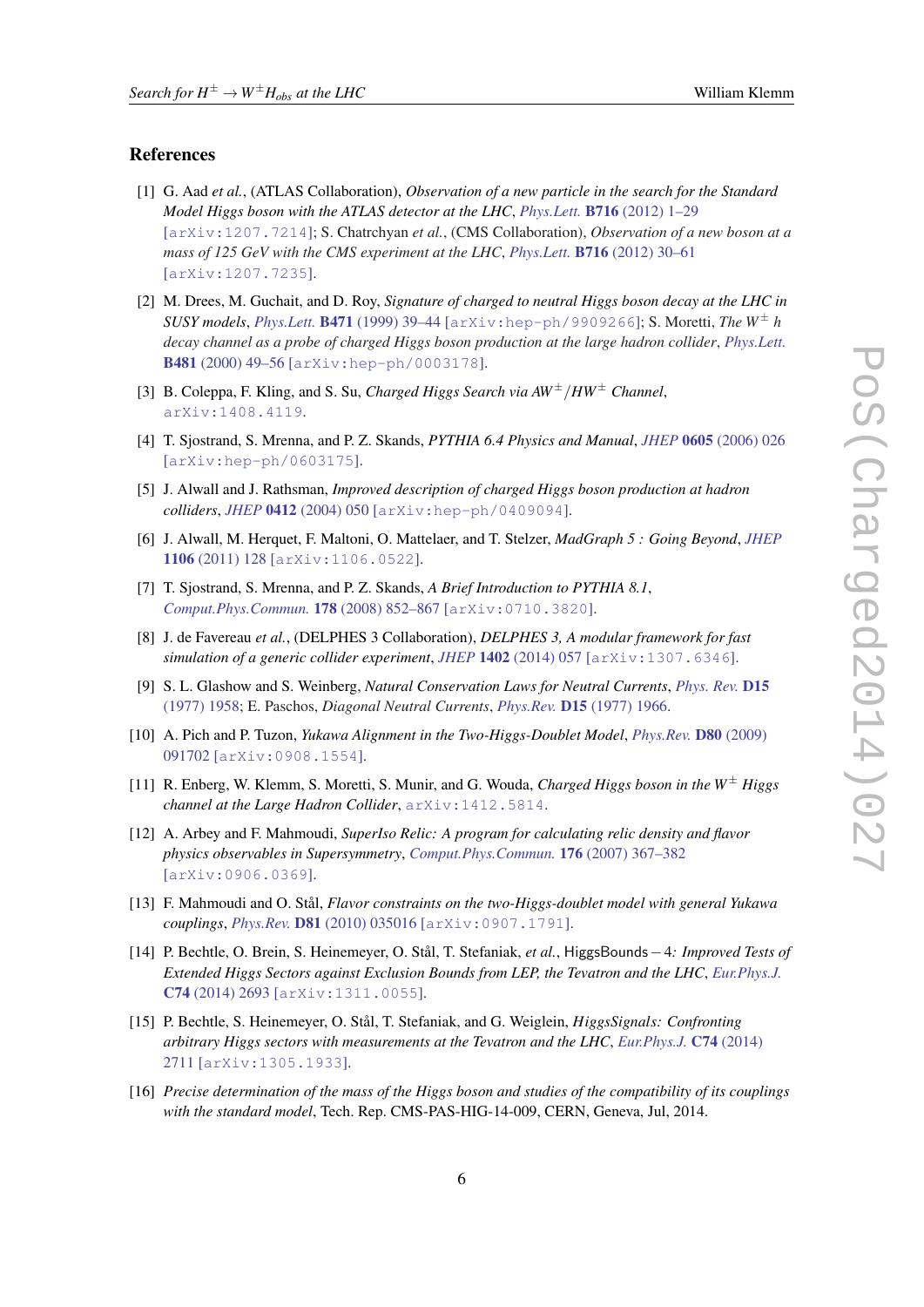## References

[1] G. Aad *et al.*, (ATLAS Collaboration), *Observation of a new particle in the search for the Standard Model Higgs boson with the ATLAS detector at the LHC*, Phys.Lett. **B716** (2012) 1–29 [arXiv:1207.7214]; S. Chatrchyan *et al.*, (CMS Collaboration), *Observation of a new boson at a mass of 125 GeV with the CMS experiment at the LHC*, Phys.Lett. **B716** (2012) 30–61 [arXiv:1207.7235].

[2] M. Drees, M. Guchait, and D. Roy, *Signature of charged to neutral Higgs boson decay at the LHC in SUSY models*, Phys.Lett. **B471** (1999) 39–44 [arXiv:hep-ph/9909266]; S. Moretti, *The $W^{\pm}$ $h$ decay channel as a probe of charged Higgs boson production at the large hadron collider*, Phys.Lett. **B481** (2000) 49–56 [arXiv:hep-ph/0003178].

[3] B. Coleppa, F. Kling, and S. Su, *Charged Higgs Search via $AW^{\pm}/HW^{\pm}$ Channel*, arXiv:1408.4119.

[4] T. Sjostrand, S. Mrenna, and P. Z. Skands, *PYTHIA 6.4 Physics and Manual*, JHEP **0605** (2006) 026 [arXiv:hep-ph/0603175].

[5] J. Alwall and J. Rathsman, *Improved description of charged Higgs boson production at hadron colliders*, JHEP **0412** (2004) 050 [arXiv:hep-ph/0409094].

[6] J. Alwall, M. Herquet, F. Maltoni, O. Mattelaer, and T. Stelzer, *MadGraph 5 : Going Beyond*, JHEP **1106** (2011) 128 [arXiv:1106.0522].

[7] T. Sjostrand, S. Mrenna, and P. Z. Skands, *A Brief Introduction to PYTHIA 8.1*, Comput.Phys.Commun. **178** (2008) 852–867 [arXiv:0710.3820].

[8] J. de Favereau *et al.*, (DELPHES 3 Collaboration), *DELPHES 3, A modular framework for fast simulation of a generic collider experiment*, JHEP **1402** (2014) 057 [arXiv:1307.6346].

[9] S. L. Glashow and S. Weinberg, *Natural Conservation Laws for Neutral Currents*, Phys. Rev. **D15** (1977) 1958; E. Paschos, *Diagonal Neutral Currents*, Phys.Rev. **D15** (1977) 1966.

[10] A. Pich and P. Tuzon, *Yukawa Alignment in the Two-Higgs-Doublet Model*, Phys.Rev. **D80** (2009) 091702 [arXiv:0908.1554].

[11] R. Enberg, W. Klemm, S. Moretti, S. Munir, and G. Wouda, *Charged Higgs boson in the $W^{\pm}$ Higgs channel at the Large Hadron Collider*, arXiv:1412.5814.

[12] A. Arbey and F. Mahmoudi, *SuperIso Relic: A program for calculating relic density and flavor physics observables in Supersymmetry*, Comput.Phys.Commun. **176** (2007) 367–382 [arXiv:0906.0369].

[13] F. Mahmoudi and O. Stål, *Flavor constraints on the two-Higgs-doublet model with general Yukawa couplings*, Phys.Rev. **D81** (2010) 035016 [arXiv:0907.1791].

[14] P. Bechtle, O. Brein, S. Heinemeyer, O. Stål, T. Stefaniak, *et al.*, HiggsBounds − 4*: Improved Tests of Extended Higgs Sectors against Exclusion Bounds from LEP, the Tevatron and the LHC*, Eur.Phys.J. **C74** (2014) 2693 [arXiv:1311.0055].

[15] P. Bechtle, S. Heinemeyer, O. Stål, T. Stefaniak, and G. Weiglein, *HiggsSignals: Confronting arbitrary Higgs sectors with measurements at the Tevatron and the LHC*, Eur.Phys.J. **C74** (2014) 2711 [arXiv:1305.1933].

[16] *Precise determination of the mass of the Higgs boson and studies of the compatibility of its couplings with the standard model*, Tech. Rep. CMS-PAS-HIG-14-009, CERN, Geneva, Jul, 2014.